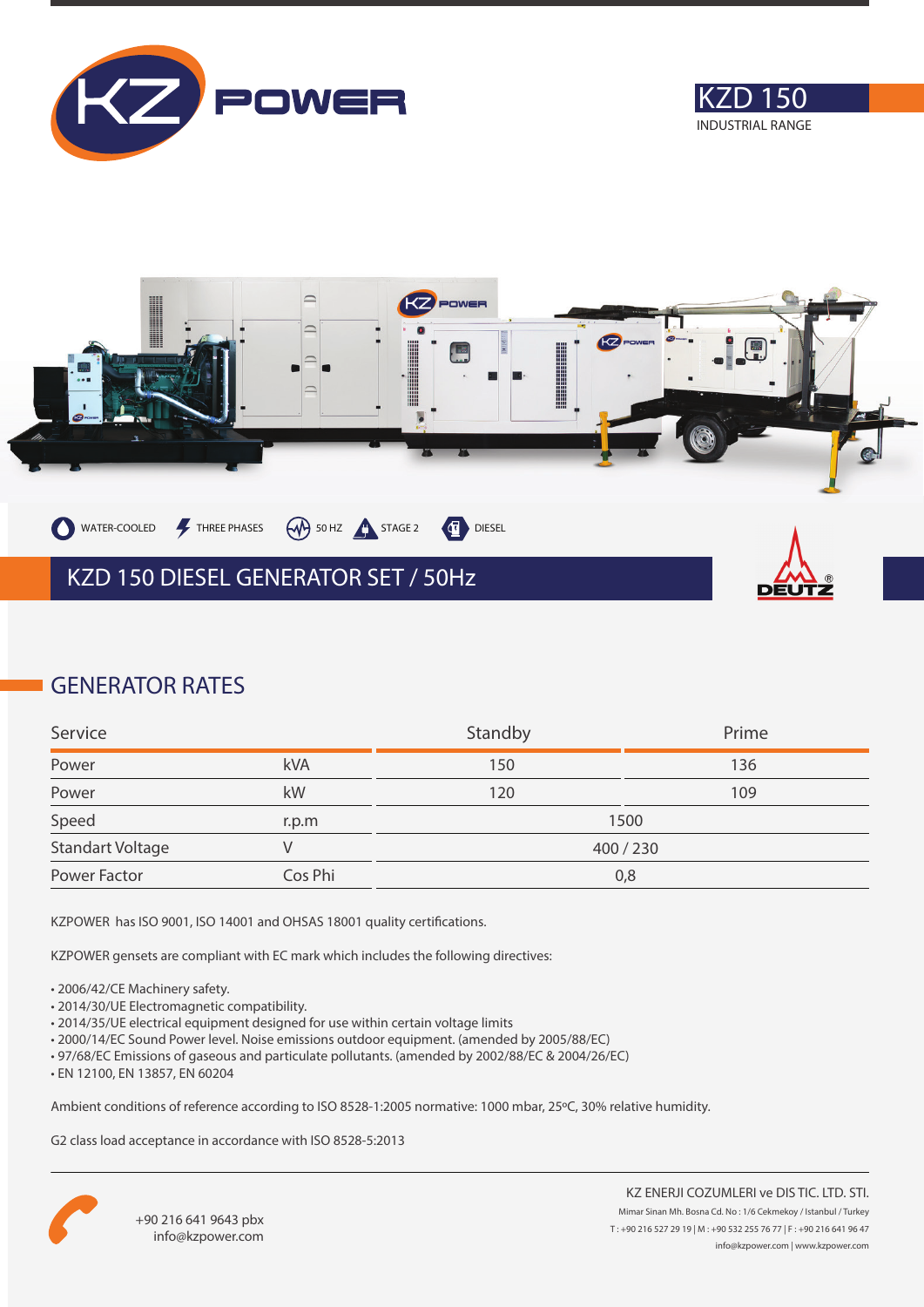KZ POWER

# KZD 150

INDUSTRIAL RANGE

WATER-COOLED | THREE PHASES | 50 HZ | STAGE 2 | DIESEL

## KZD 150 DIESEL GENERATOR SET / 50Hz

DEUTZ

## GENERATOR RATES

| Service | | Standby | Prime |
|---|---|---|---|
| Power | kVA | 150 | 136 |
| Power | kW | 120 | 109 |
| Speed | r.p.m | 1500 | |
| Standart Voltage | V | 400 / 230 | |
| Power Factor | Cos Phi | 0,8 | |

KZPOWER has ISO 9001, ISO 14001 and OHSAS 18001 quality certifications.

KZPOWER gensets are compliant with EC mark which includes the following directives:

- 2006/42/CE Machinery safety.
- 2014/30/UE Electromagnetic compatibility.
- 2014/35/UE electrical equipment designed for use within certain voltage limits
- 2000/14/EC Sound Power level. Noise emissions outdoor equipment. (amended by 2005/88/EC)
- 97/68/EC Emissions of gaseous and particulate pollutants. (amended by 2002/88/EC & 2004/26/EC)
- EN 12100, EN 13857, EN 60204

Ambient conditions of reference according to ISO 8528-1:2005 normative: 1000 mbar, 25ºC, 30% relative humidity.

G2 class load acceptance in accordance with ISO 8528-5:2013

+90 216 641 9643 pbx
info@kzpower.com

KZ ENERJI COZUMLERI ve DIS TIC. LTD. STI.
Mimar Sinan Mh. Bosna Cd. No : 1/6 Cekmekoy / Istanbul / Turkey
T : +90 216 527 29 19 | M : +90 532 255 76 77 | F : +90 216 641 96 47
info@kzpower.com | www.kzpower.com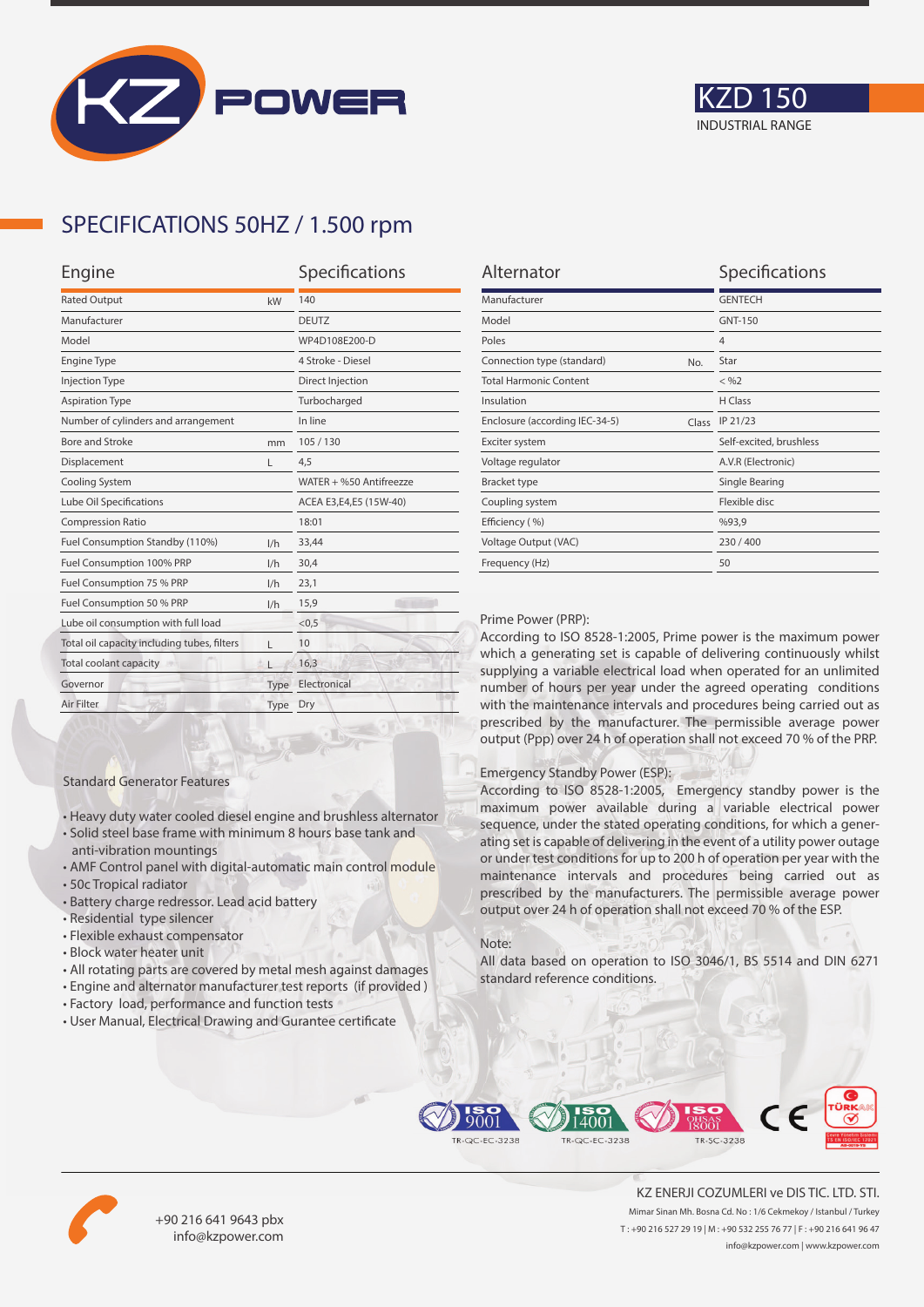# KZD 150

INDUSTRIAL RANGE

## SPECIFICATIONS 50HZ / 1.500 rpm

| Engine | | Specifications |
|---|---|---|
| Rated Output | kW | 140 |
| Manufacturer | | DEUTZ |
| Model | | WP4D108E200-D |
| Engine Type | | 4 Stroke - Diesel |
| Injection Type | | Direct Injection |
| Aspiration Type | | Turbocharged |
| Number of cylinders and arrangement | | In line |
| Bore and Stroke | mm | 105 / 130 |
| Displacement | L | 4,5 |
| Cooling System | | WATER + %50 Antifreezze |
| Lube Oil Specifications | | ACEA E3,E4,E5 (15W-40) |
| Compression Ratio | | 18:01 |
| Fuel Consumption Standby (110%) | l/h | 33,44 |
| Fuel Consumption 100% PRP | l/h | 30,4 |
| Fuel Consumption 75 % PRP | l/h | 23,1 |
| Fuel Consumption 50 % PRP | l/h | 15,9 |
| Lube oil consumption with full load | | <0,5 |
| Total oil capacity including tubes, filters | L | 10 |
| Total coolant capacity | L | 16,3 |
| Governor | Type | Electronical |
| Air Filter | Type | Dry |

| Alternator | | Specifications |
|---|---|---|
| Manufacturer | | GENTECH |
| Model | | GNT-150 |
| Poles | | 4 |
| Connection type (standard) | No. | Star |
| Total Harmonic Content | | < %2 |
| Insulation | | H Class |
| Enclosure (according IEC-34-5) | Class | IP 21/23 |
| Exciter system | | Self-excited, brushless |
| Voltage regulator | | A.V.R (Electronic) |
| Bracket type | | Single Bearing |
| Coupling system | | Flexible disc |
| Efficiency ( %) | | %93,9 |
| Voltage Output (VAC) | | 230 / 400 |
| Frequency (Hz) | | 50 |

Standard Generator Features

- Heavy duty water cooled diesel engine and brushless alternator
- Solid steel base frame with minimum 8 hours base tank and anti-vibration mountings
- AMF Control panel with digital-automatic main control module
- 50c Tropical radiator
- Battery charge redressor. Lead acid battery
- Residential type silencer
- Flexible exhaust compensator
- Block water heater unit
- All rotating parts are covered by metal mesh against damages
- Engine and alternator manufacturer test reports (if provided )
- Factory load, performance and function tests
- User Manual, Electrical Drawing and Gurantee certificate

Prime Power (PRP):
According to ISO 8528-1:2005, Prime power is the maximum power which a generating set is capable of delivering continuously whilst supplying a variable electrical load when operated for an unlimited number of hours per year under the agreed operating conditions with the maintenance intervals and procedures being carried out as prescribed by the manufacturer. The permissible average power output (Ppp) over 24 h of operation shall not exceed 70 % of the PRP.

Emergency Standby Power (ESP):
According to ISO 8528-1:2005, Emergency standby power is the maximum power available during a variable electrical power sequence, under the stated operating conditions, for which a generating set is capable of delivering in the event of a utility power outage or under test conditions for up to 200 h of operation per year with the maintenance intervals and procedures being carried out as prescribed by the manufacturers. The permissible average power output over 24 h of operation shall not exceed 70 % of the ESP.

Note:
All data based on operation to ISO 3046/1, BS 5514 and DIN 6271 standard reference conditions.

ISO 9001 TR-QC-EC-3238 | ISO 14001 TR-QC-EC-3238 | ISO OHSAS 18001 TR-SC-3238 | CE | TÜRKAK

+90 216 641 9643 pbx
info@kzpower.com

KZ ENERJI COZUMLERI ve DIS TIC. LTD. STI.
Mimar Sinan Mh. Bosna Cd. No : 1/6 Cekmekoy / Istanbul / Turkey
T : +90 216 527 29 19 | M : +90 532 255 76 77 | F : +90 216 641 96 47
info@kzpower.com | www.kzpower.com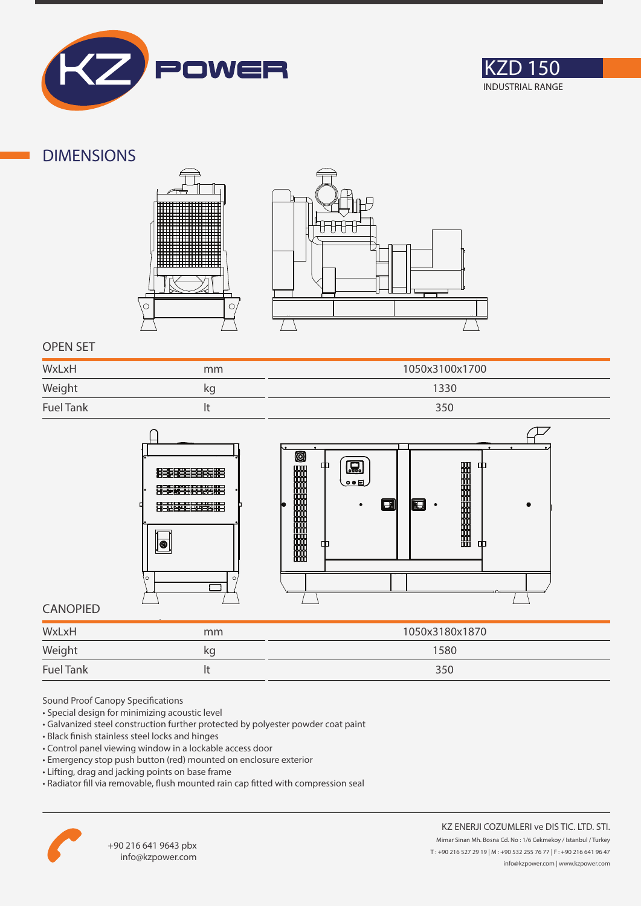KZ POWER

KZD 150
INDUSTRIAL RANGE

## DIMENSIONS

### OPEN SET

| | | |
|---|---|---|
| WxLxH | mm | 1050x3100x1700 |
| Weight | kg | 1330 |
| Fuel Tank | lt | 350 |

### CANOPIED

| | | |
|---|---|---|
| WxLxH | mm | 1050x3180x1870 |
| Weight | kg | 1580 |
| Fuel Tank | lt | 350 |

Sound Proof Canopy Specifications

- Special design for minimizing acoustic level
- Galvanized steel construction further protected by polyester powder coat paint
- Black finish stainless steel locks and hinges
- Control panel viewing window in a lockable access door
- Emergency stop push button (red) mounted on enclosure exterior
- Lifting, drag and jacking points on base frame
- Radiator fill via removable, flush mounted rain cap fitted with compression seal

+90 216 641 9643 pbx
info@kzpower.com

KZ ENERJI COZUMLERI ve DIS TIC. LTD. STI.
Mimar Sinan Mh. Bosna Cd. No : 1/6 Cekmekoy / Istanbul / Turkey
T : +90 216 527 29 19 | M : +90 532 255 76 77 | F : +90 216 641 96 47
info@kzpower.com | www.kzpower.com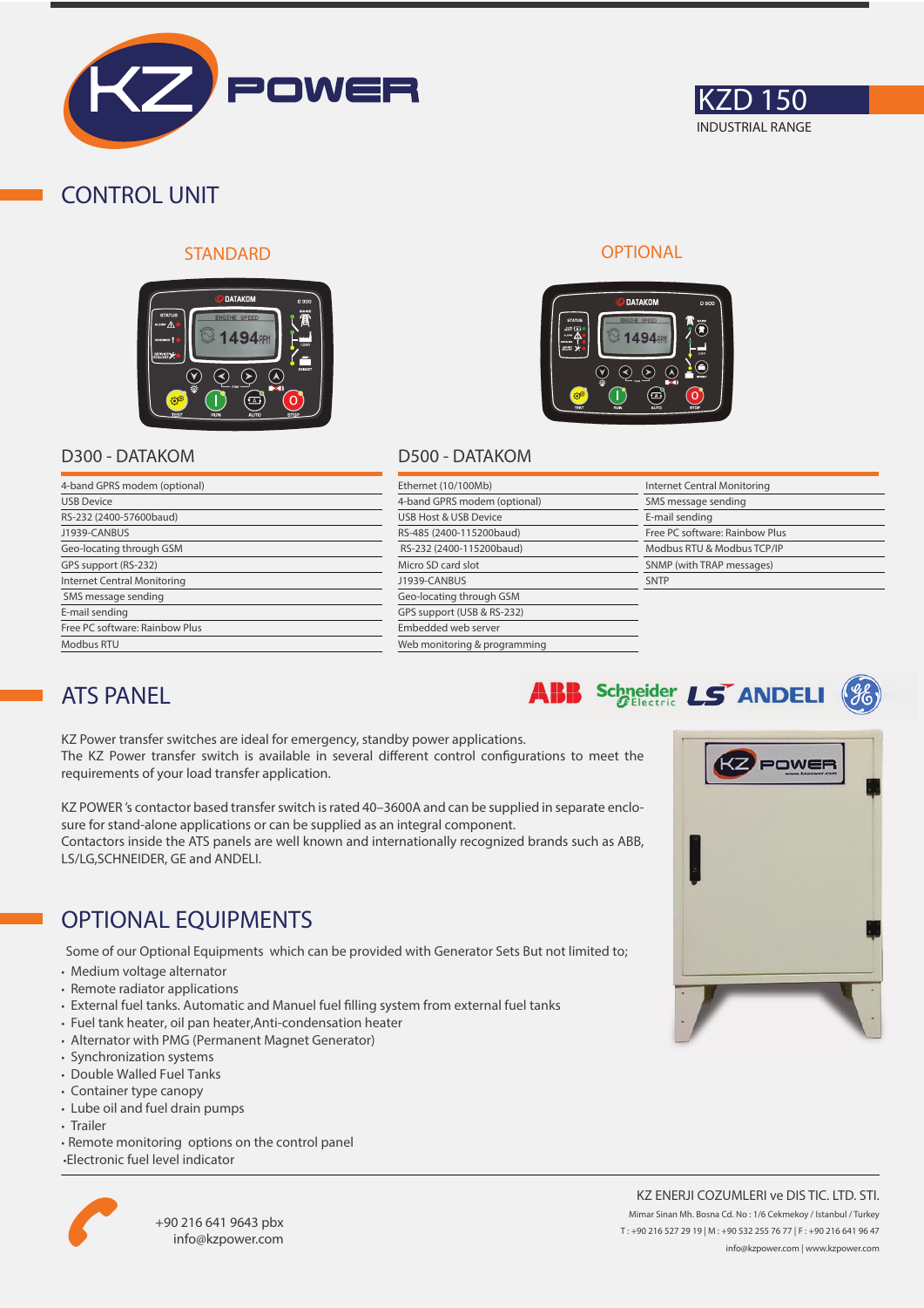KZD 150

INDUSTRIAL RANGE

# CONTROL UNIT

STANDARD

OPTIONAL

## D300 - DATAKOM

| |
|---|
| 4-band GPRS modem (optional) |
| USB Device |
| RS-232 (2400-57600baud) |
| J1939-CANBUS |
| Geo-locating through GSM |
| GPS support (RS-232) |
| Internet Central Monitoring |
| SMS message sending |
| E-mail sending |
| Free PC software: Rainbow Plus |
| Modbus RTU |

## D500 - DATAKOM

| | |
|---|---|
| Ethernet (10/100Mb) | Internet Central Monitoring |
| 4-band GPRS modem (optional) | SMS message sending |
| USB Host & USB Device | E-mail sending |
| RS-485 (2400-115200baud) | Free PC software: Rainbow Plus |
| RS-232 (2400-115200baud) | Modbus RTU & Modbus TCP/IP |
| Micro SD card slot | SNMP (with TRAP messages) |
| J1939-CANBUS | SNTP |
| Geo-locating through GSM | |
| GPS support (USB & RS-232) | |
| Embedded web server | |
| Web monitoring & programming | |

# ATS PANEL

ABB Schneider Electric LS ANDELI GE

KZ Power transfer switches are ideal for emergency, standby power applications.
The KZ Power transfer switch is available in several different control configurations to meet the requirements of your load transfer application.

KZ POWER 's contactor based transfer switch is rated 40–3600A and can be supplied in separate enclosure for stand-alone applications or can be supplied as an integral component.
Contactors inside the ATS panels are well known and internationally recognized brands such as ABB, LS/LG,SCHNEIDER, GE and ANDELI.

# OPTIONAL EQUIPMENTS

Some of our Optional Equipments which can be provided with Generator Sets But not limited to;

- Medium voltage alternator
- Remote radiator applications
- External fuel tanks. Automatic and Manuel fuel filling system from external fuel tanks
- Fuel tank heater, oil pan heater,Anti-condensation heater
- Alternator with PMG (Permanent Magnet Generator)
- Synchronization systems
- Double Walled Fuel Tanks
- Container type canopy
- Lube oil and fuel drain pumps
- Trailer
- Remote monitoring options on the control panel
- Electronic fuel level indicator

+90 216 641 9643 pbx
info@kzpower.com

KZ ENERJI COZUMLERI ve DIS TIC. LTD. STI.
Mimar Sinan Mh. Bosna Cd. No : 1/6 Cekmekoy / Istanbul / Turkey
T : +90 216 527 29 19 | M : +90 532 255 76 77 | F : +90 216 641 96 47
info@kzpower.com | www.kzpower.com